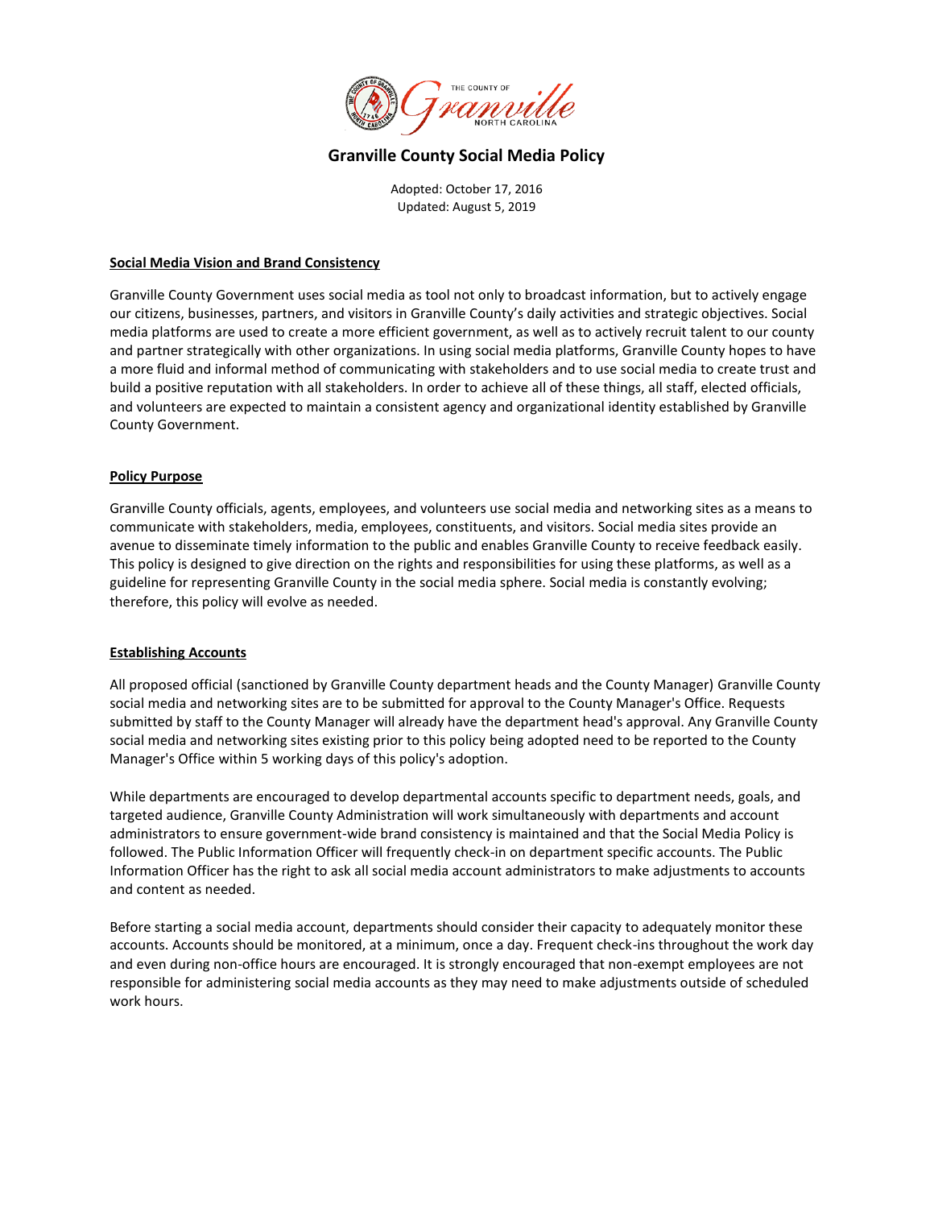# Granville County Social Media Policy

Adopted: October 17, 2016
Updated: August 5, 2019

## Social Media Vision and Brand Consistency

Granville County Government uses social media as tool not only to broadcast information, but to actively engage our citizens, businesses, partners, and visitors in Granville County's daily activities and strategic objectives. Social media platforms are used to create a more efficient government, as well as to actively recruit talent to our county and partner strategically with other organizations. In using social media platforms, Granville County hopes to have a more fluid and informal method of communicating with stakeholders and to use social media to create trust and build a positive reputation with all stakeholders. In order to achieve all of these things, all staff, elected officials, and volunteers are expected to maintain a consistent agency and organizational identity established by Granville County Government.

## Policy Purpose

Granville County officials, agents, employees, and volunteers use social media and networking sites as a means to communicate with stakeholders, media, employees, constituents, and visitors. Social media sites provide an avenue to disseminate timely information to the public and enables Granville County to receive feedback easily. This policy is designed to give direction on the rights and responsibilities for using these platforms, as well as a guideline for representing Granville County in the social media sphere. Social media is constantly evolving; therefore, this policy will evolve as needed.

## Establishing Accounts

All proposed official (sanctioned by Granville County department heads and the County Manager) Granville County social media and networking sites are to be submitted for approval to the County Manager's Office. Requests submitted by staff to the County Manager will already have the department head's approval. Any Granville County social media and networking sites existing prior to this policy being adopted need to be reported to the County Manager's Office within 5 working days of this policy's adoption.

While departments are encouraged to develop departmental accounts specific to department needs, goals, and targeted audience, Granville County Administration will work simultaneously with departments and account administrators to ensure government-wide brand consistency is maintained and that the Social Media Policy is followed. The Public Information Officer will frequently check-in on department specific accounts. The Public Information Officer has the right to ask all social media account administrators to make adjustments to accounts and content as needed.

Before starting a social media account, departments should consider their capacity to adequately monitor these accounts. Accounts should be monitored, at a minimum, once a day. Frequent check-ins throughout the work day and even during non-office hours are encouraged. It is strongly encouraged that non-exempt employees are not responsible for administering social media accounts as they may need to make adjustments outside of scheduled work hours.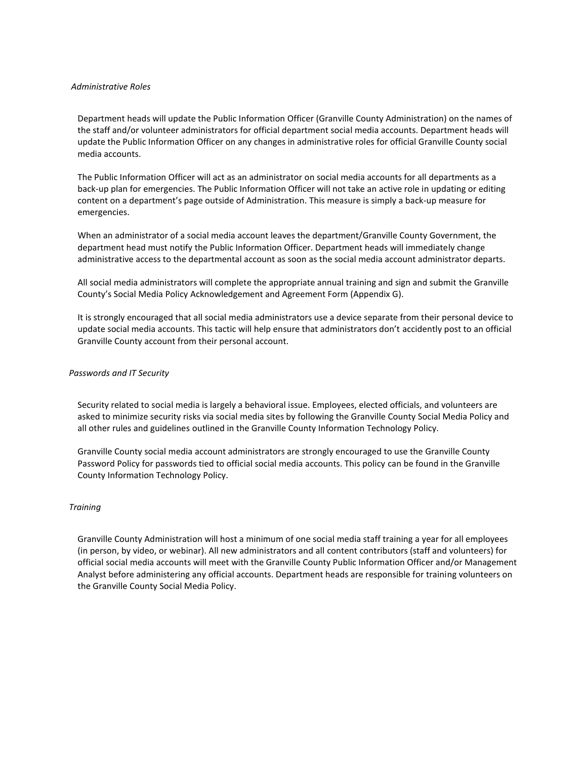*Administrative Roles*

Department heads will update the Public Information Officer (Granville County Administration) on the names of the staff and/or volunteer administrators for official department social media accounts. Department heads will update the Public Information Officer on any changes in administrative roles for official Granville County social media accounts.

The Public Information Officer will act as an administrator on social media accounts for all departments as a back-up plan for emergencies. The Public Information Officer will not take an active role in updating or editing content on a department's page outside of Administration. This measure is simply a back-up measure for emergencies.

When an administrator of a social media account leaves the department/Granville County Government, the department head must notify the Public Information Officer. Department heads will immediately change administrative access to the departmental account as soon as the social media account administrator departs.

All social media administrators will complete the appropriate annual training and sign and submit the Granville County's Social Media Policy Acknowledgement and Agreement Form (Appendix G).

It is strongly encouraged that all social media administrators use a device separate from their personal device to update social media accounts. This tactic will help ensure that administrators don't accidently post to an official Granville County account from their personal account.

*Passwords and IT Security*

Security related to social media is largely a behavioral issue. Employees, elected officials, and volunteers are asked to minimize security risks via social media sites by following the Granville County Social Media Policy and all other rules and guidelines outlined in the Granville County Information Technology Policy.

Granville County social media account administrators are strongly encouraged to use the Granville County Password Policy for passwords tied to official social media accounts. This policy can be found in the Granville County Information Technology Policy.

*Training*

Granville County Administration will host a minimum of one social media staff training a year for all employees (in person, by video, or webinar). All new administrators and all content contributors (staff and volunteers) for official social media accounts will meet with the Granville County Public Information Officer and/or Management Analyst before administering any official accounts. Department heads are responsible for training volunteers on the Granville County Social Media Policy.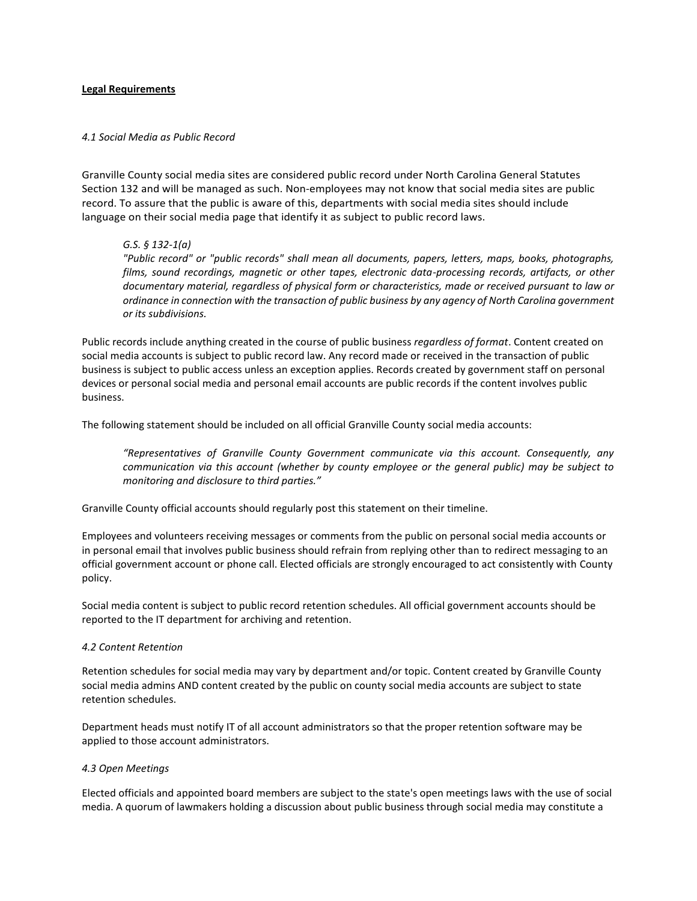**Legal Requirements**

*4.1 Social Media as Public Record*

Granville County social media sites are considered public record under North Carolina General Statutes Section 132 and will be managed as such. Non-employees may not know that social media sites are public record. To assure that the public is aware of this, departments with social media sites should include language on their social media page that identify it as subject to public record laws.

> *G.S. § 132-1(a)*
> *"Public record" or "public records" shall mean all documents, papers, letters, maps, books, photographs, films, sound recordings, magnetic or other tapes, electronic data-processing records, artifacts, or other documentary material, regardless of physical form or characteristics, made or received pursuant to law or ordinance in connection with the transaction of public business by any agency of North Carolina government or its subdivisions.*

Public records include anything created in the course of public business *regardless of format*. Content created on social media accounts is subject to public record law. Any record made or received in the transaction of public business is subject to public access unless an exception applies. Records created by government staff on personal devices or personal social media and personal email accounts are public records if the content involves public business.

The following statement should be included on all official Granville County social media accounts:

> *"Representatives of Granville County Government communicate via this account. Consequently, any communication via this account (whether by county employee or the general public) may be subject to monitoring and disclosure to third parties."*

Granville County official accounts should regularly post this statement on their timeline.

Employees and volunteers receiving messages or comments from the public on personal social media accounts or in personal email that involves public business should refrain from replying other than to redirect messaging to an official government account or phone call. Elected officials are strongly encouraged to act consistently with County policy.

Social media content is subject to public record retention schedules. All official government accounts should be reported to the IT department for archiving and retention.

*4.2 Content Retention*

Retention schedules for social media may vary by department and/or topic. Content created by Granville County social media admins AND content created by the public on county social media accounts are subject to state retention schedules.

Department heads must notify IT of all account administrators so that the proper retention software may be applied to those account administrators.

*4.3 Open Meetings*

Elected officials and appointed board members are subject to the state's open meetings laws with the use of social media. A quorum of lawmakers holding a discussion about public business through social media may constitute a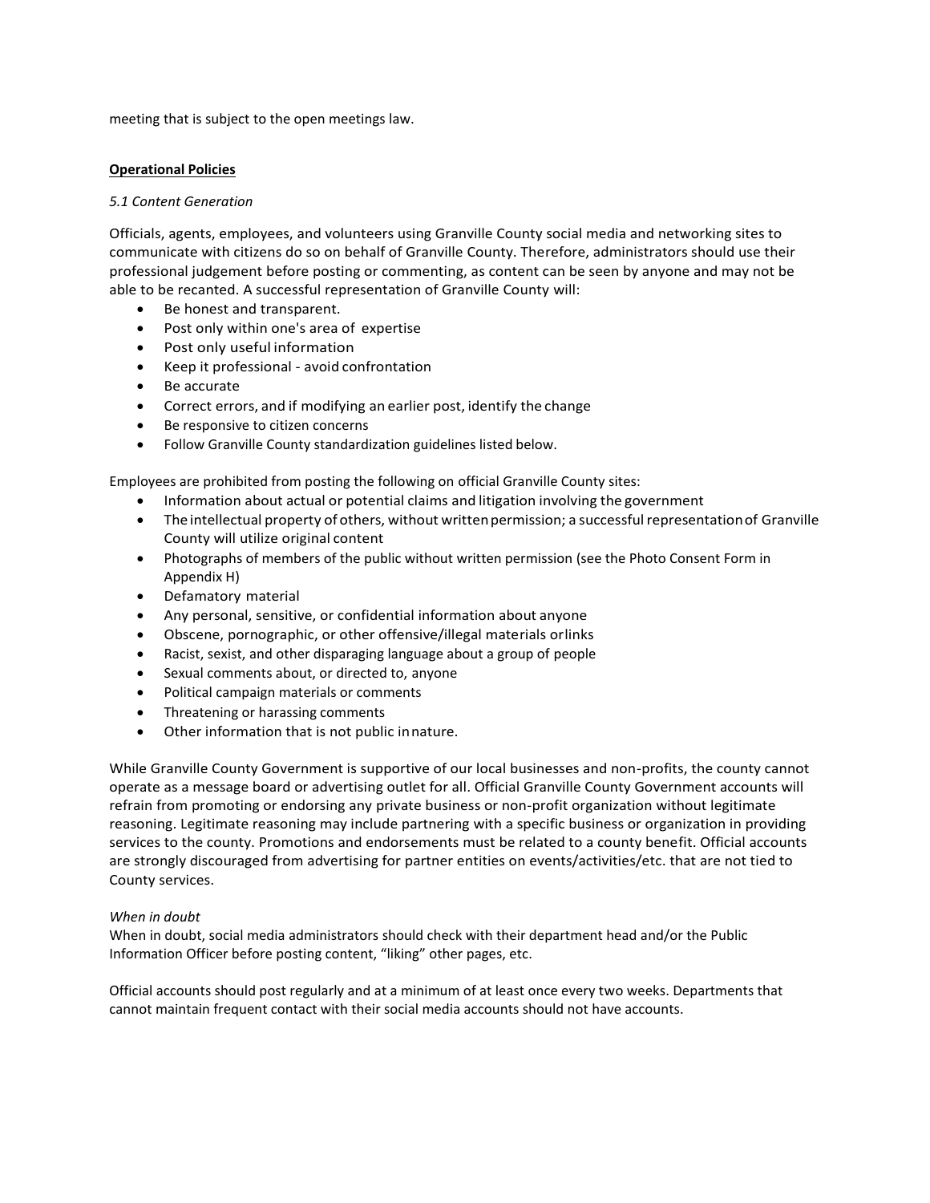meeting that is subject to the open meetings law.

**Operational Policies**

*5.1 Content Generation*

Officials, agents, employees, and volunteers using Granville County social media and networking sites to communicate with citizens do so on behalf of Granville County. Therefore, administrators should use their professional judgement before posting or commenting, as content can be seen by anyone and may not be able to be recanted. A successful representation of Granville County will:

- Be honest and transparent.
- Post only within one's area of expertise
- Post only useful information
- Keep it professional - avoid confrontation
- Be accurate
- Correct errors, and if modifying an earlier post, identify the change
- Be responsive to citizen concerns
- Follow Granville County standardization guidelines listed below.

Employees are prohibited from posting the following on official Granville County sites:

- Information about actual or potential claims and litigation involving the government
- The intellectual property of others, without written permission; a successful representation of Granville County will utilize original content
- Photographs of members of the public without written permission (see the Photo Consent Form in Appendix H)
- Defamatory material
- Any personal, sensitive, or confidential information about anyone
- Obscene, pornographic, or other offensive/illegal materials or links
- Racist, sexist, and other disparaging language about a group of people
- Sexual comments about, or directed to, anyone
- Political campaign materials or comments
- Threatening or harassing comments
- Other information that is not public in nature.

While Granville County Government is supportive of our local businesses and non-profits, the county cannot operate as a message board or advertising outlet for all. Official Granville County Government accounts will refrain from promoting or endorsing any private business or non-profit organization without legitimate reasoning. Legitimate reasoning may include partnering with a specific business or organization in providing services to the county. Promotions and endorsements must be related to a county benefit. Official accounts are strongly discouraged from advertising for partner entities on events/activities/etc. that are not tied to County services.

*When in doubt*

When in doubt, social media administrators should check with their department head and/or the Public Information Officer before posting content, "liking" other pages, etc.

Official accounts should post regularly and at a minimum of at least once every two weeks. Departments that cannot maintain frequent contact with their social media accounts should not have accounts.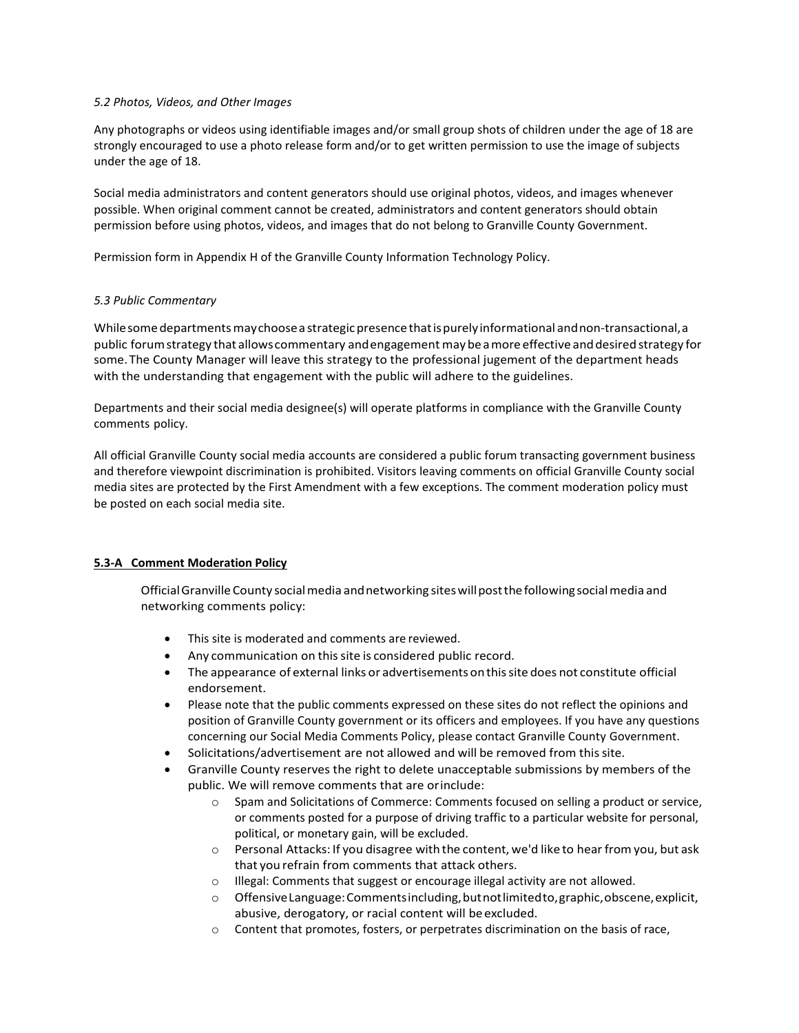*5.2 Photos, Videos, and Other Images*

Any photographs or videos using identifiable images and/or small group shots of children under the age of 18 are strongly encouraged to use a photo release form and/or to get written permission to use the image of subjects under the age of 18.

Social media administrators and content generators should use original photos, videos, and images whenever possible. When original comment cannot be created, administrators and content generators should obtain permission before using photos, videos, and images that do not belong to Granville County Government.

Permission form in Appendix H of the Granville County Information Technology Policy.

*5.3 Public Commentary*

While some departments may choose a strategic presence that is purely informational and non-transactional, a public forum strategy that allows commentary and engagement may be a more effective and desired strategy for some. The County Manager will leave this strategy to the professional jugement of the department heads with the understanding that engagement with the public will adhere to the guidelines.

Departments and their social media designee(s) will operate platforms in compliance with the Granville County comments policy.

All official Granville County social media accounts are considered a public forum transacting government business and therefore viewpoint discrimination is prohibited. Visitors leaving comments on official Granville County social media sites are protected by the First Amendment with a few exceptions. The comment moderation policy must be posted on each social media site.

**5.3-A Comment Moderation Policy**

Official Granville County social media and networking sites will post the following social media and networking comments policy:

- This site is moderated and comments are reviewed.
- Any communication on this site is considered public record.
- The appearance of external links or advertisements on this site does not constitute official endorsement.
- Please note that the public comments expressed on these sites do not reflect the opinions and position of Granville County government or its officers and employees. If you have any questions concerning our Social Media Comments Policy, please contact Granville County Government.
- Solicitations/advertisement are not allowed and will be removed from this site.
- Granville County reserves the right to delete unacceptable submissions by members of the public. We will remove comments that are or include:
    - Spam and Solicitations of Commerce: Comments focused on selling a product or service, or comments posted for a purpose of driving traffic to a particular website for personal, political, or monetary gain, will be excluded.
    - Personal Attacks: If you disagree with the content, we'd like to hear from you, but ask that you refrain from comments that attack others.
    - Illegal: Comments that suggest or encourage illegal activity are not allowed.
    - Offensive Language: Comments including, but not limited to, graphic, obscene, explicit, abusive, derogatory, or racial content will be excluded.
    - Content that promotes, fosters, or perpetrates discrimination on the basis of race,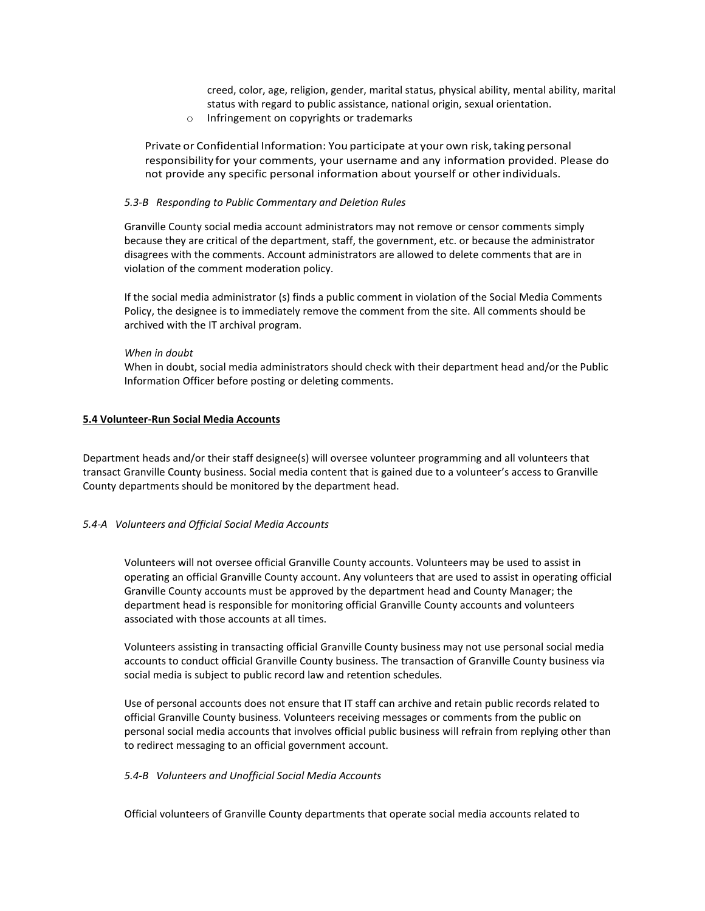creed, color, age, religion, gender, marital status, physical ability, mental ability, marital status with regard to public assistance, national origin, sexual orientation.
- Infringement on copyrights or trademarks

Private or Confidential Information: You participate at your own risk, taking personal responsibility for your comments, your username and any information provided. Please do not provide any specific personal information about yourself or other individuals.

*5.3-B Responding to Public Commentary and Deletion Rules*

Granville County social media account administrators may not remove or censor comments simply because they are critical of the department, staff, the government, etc. or because the administrator disagrees with the comments. Account administrators are allowed to delete comments that are in violation of the comment moderation policy.

If the social media administrator (s) finds a public comment in violation of the Social Media Comments Policy, the designee is to immediately remove the comment from the site. All comments should be archived with the IT archival program.

*When in doubt*

When in doubt, social media administrators should check with their department head and/or the Public Information Officer before posting or deleting comments.

**5.4 Volunteer-Run Social Media Accounts**

Department heads and/or their staff designee(s) will oversee volunteer programming and all volunteers that transact Granville County business. Social media content that is gained due to a volunteer's access to Granville County departments should be monitored by the department head.

*5.4-A Volunteers and Official Social Media Accounts*

Volunteers will not oversee official Granville County accounts. Volunteers may be used to assist in operating an official Granville County account. Any volunteers that are used to assist in operating official Granville County accounts must be approved by the department head and County Manager; the department head is responsible for monitoring official Granville County accounts and volunteers associated with those accounts at all times.

Volunteers assisting in transacting official Granville County business may not use personal social media accounts to conduct official Granville County business. The transaction of Granville County business via social media is subject to public record law and retention schedules.

Use of personal accounts does not ensure that IT staff can archive and retain public records related to official Granville County business. Volunteers receiving messages or comments from the public on personal social media accounts that involves official public business will refrain from replying other than to redirect messaging to an official government account.

*5.4-B Volunteers and Unofficial Social Media Accounts*

Official volunteers of Granville County departments that operate social media accounts related to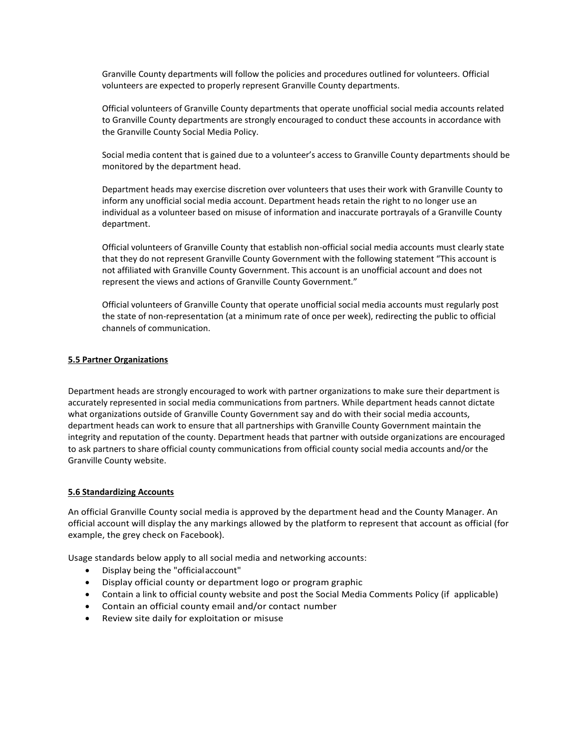Granville County departments will follow the policies and procedures outlined for volunteers. Official volunteers are expected to properly represent Granville County departments.

Official volunteers of Granville County departments that operate unofficial social media accounts related to Granville County departments are strongly encouraged to conduct these accounts in accordance with the Granville County Social Media Policy.

Social media content that is gained due to a volunteer's access to Granville County departments should be monitored by the department head.

Department heads may exercise discretion over volunteers that uses their work with Granville County to inform any unofficial social media account. Department heads retain the right to no longer use an individual as a volunteer based on misuse of information and inaccurate portrayals of a Granville County department.

Official volunteers of Granville County that establish non-official social media accounts must clearly state that they do not represent Granville County Government with the following statement "This account is not affiliated with Granville County Government. This account is an unofficial account and does not represent the views and actions of Granville County Government."

Official volunteers of Granville County that operate unofficial social media accounts must regularly post the state of non-representation (at a minimum rate of once per week), redirecting the public to official channels of communication.

### 5.5 Partner Organizations

Department heads are strongly encouraged to work with partner organizations to make sure their department is accurately represented in social media communications from partners. While department heads cannot dictate what organizations outside of Granville County Government say and do with their social media accounts, department heads can work to ensure that all partnerships with Granville County Government maintain the integrity and reputation of the county. Department heads that partner with outside organizations are encouraged to ask partners to share official county communications from official county social media accounts and/or the Granville County website.

### 5.6 Standardizing Accounts

An official Granville County social media is approved by the department head and the County Manager. An official account will display the any markings allowed by the platform to represent that account as official (for example, the grey check on Facebook).

Usage standards below apply to all social media and networking accounts:

- Display being the "official account"
- Display official county or department logo or program graphic
- Contain a link to official county website and post the Social Media Comments Policy (if applicable)
- Contain an official county email and/or contact number
- Review site daily for exploitation or misuse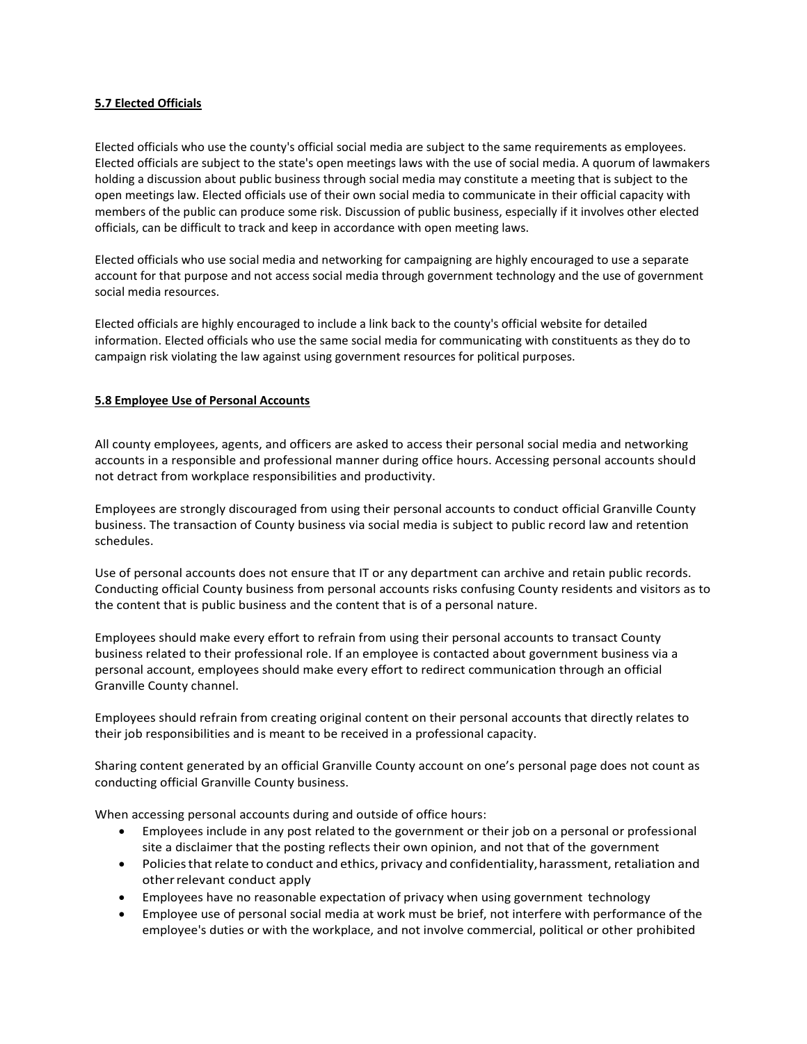**5.7 Elected Officials**

Elected officials who use the county's official social media are subject to the same requirements as employees. Elected officials are subject to the state's open meetings laws with the use of social media. A quorum of lawmakers holding a discussion about public business through social media may constitute a meeting that is subject to the open meetings law. Elected officials use of their own social media to communicate in their official capacity with members of the public can produce some risk. Discussion of public business, especially if it involves other elected officials, can be difficult to track and keep in accordance with open meeting laws.

Elected officials who use social media and networking for campaigning are highly encouraged to use a separate account for that purpose and not access social media through government technology and the use of government social media resources.

Elected officials are highly encouraged to include a link back to the county's official website for detailed information. Elected officials who use the same social media for communicating with constituents as they do to campaign risk violating the law against using government resources for political purposes.

**5.8 Employee Use of Personal Accounts**

All county employees, agents, and officers are asked to access their personal social media and networking accounts in a responsible and professional manner during office hours. Accessing personal accounts should not detract from workplace responsibilities and productivity.

Employees are strongly discouraged from using their personal accounts to conduct official Granville County business. The transaction of County business via social media is subject to public record law and retention schedules.

Use of personal accounts does not ensure that IT or any department can archive and retain public records. Conducting official County business from personal accounts risks confusing County residents and visitors as to the content that is public business and the content that is of a personal nature.

Employees should make every effort to refrain from using their personal accounts to transact County business related to their professional role. If an employee is contacted about government business via a personal account, employees should make every effort to redirect communication through an official Granville County channel.

Employees should refrain from creating original content on their personal accounts that directly relates to their job responsibilities and is meant to be received in a professional capacity.

Sharing content generated by an official Granville County account on one's personal page does not count as conducting official Granville County business.

When accessing personal accounts during and outside of office hours:

- Employees include in any post related to the government or their job on a personal or professional site a disclaimer that the posting reflects their own opinion, and not that of the government
- Policies that relate to conduct and ethics, privacy and confidentiality, harassment, retaliation and other relevant conduct apply
- Employees have no reasonable expectation of privacy when using government technology
- Employee use of personal social media at work must be brief, not interfere with performance of the employee's duties or with the workplace, and not involve commercial, political or other prohibited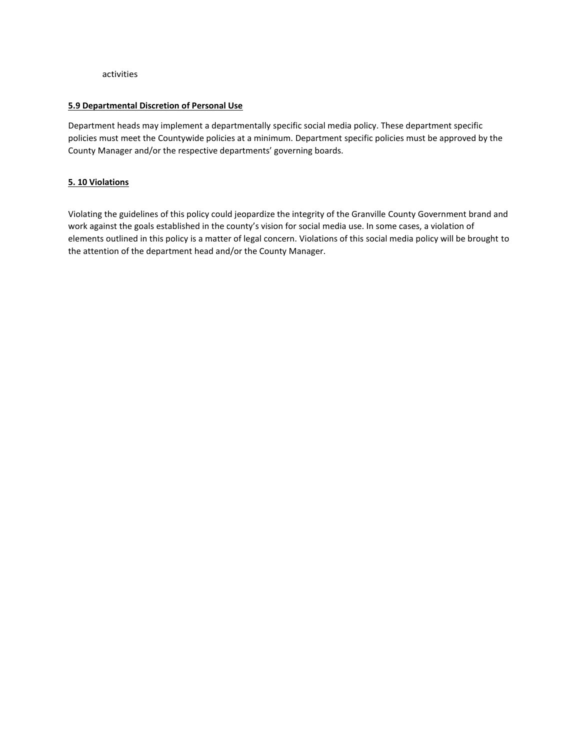activities

**5.9 Departmental Discretion of Personal Use**

Department heads may implement a departmentally specific social media policy. These department specific policies must meet the Countywide policies at a minimum. Department specific policies must be approved by the County Manager and/or the respective departments' governing boards.

**5. 10 Violations**

Violating the guidelines of this policy could jeopardize the integrity of the Granville County Government brand and work against the goals established in the county's vision for social media use. In some cases, a violation of elements outlined in this policy is a matter of legal concern. Violations of this social media policy will be brought to the attention of the department head and/or the County Manager.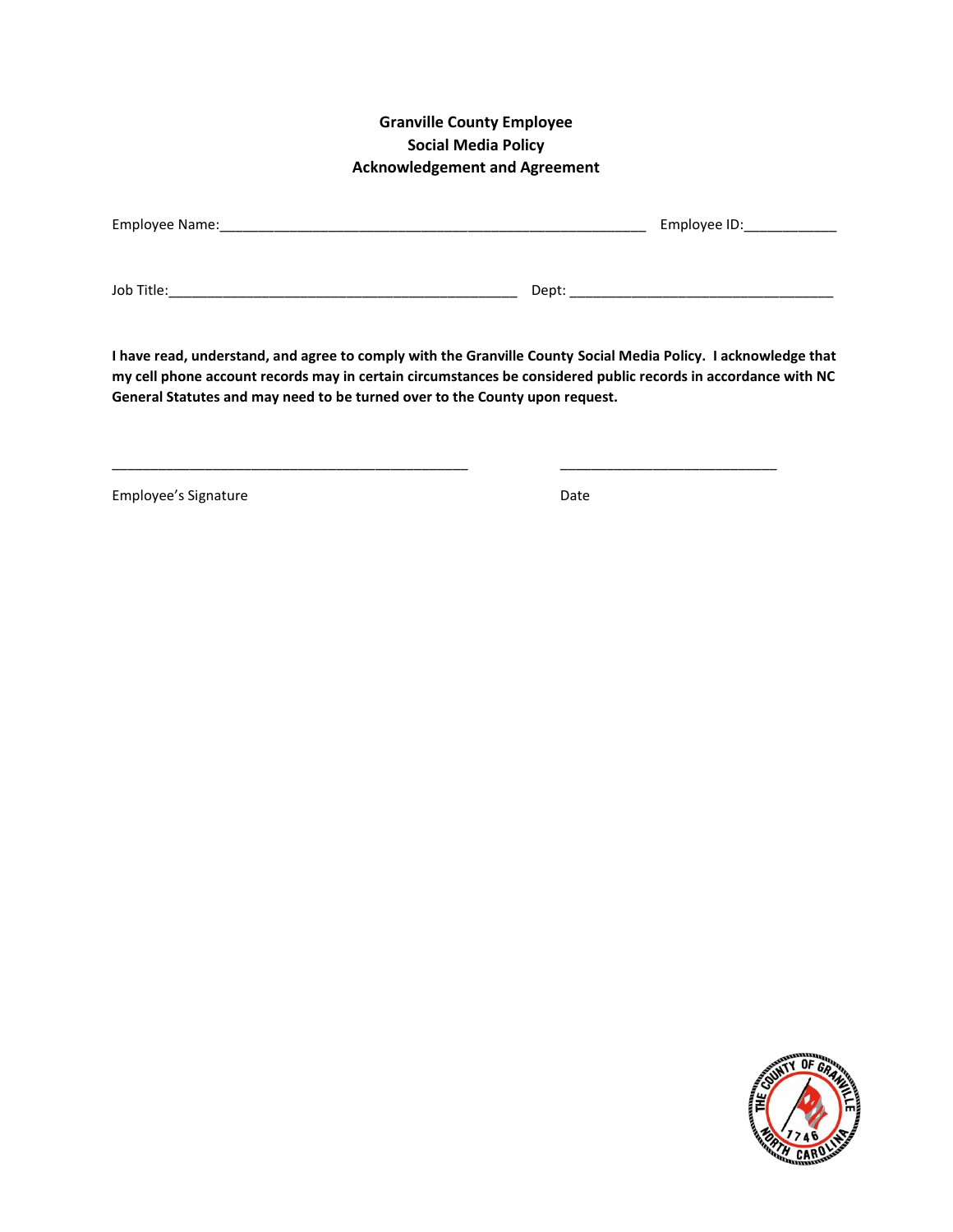**Granville County Employee**
**Social Media Policy**
**Acknowledgement and Agreement**

Employee Name:_________________________________________________________ Employee ID:____________

Job Title:_______________________________________________ Dept: __________________________________

**I have read, understand, and agree to comply with the Granville County Social Media Policy. I acknowledge that my cell phone account records may in certain circumstances be considered public records in accordance with NC General Statutes and may need to be turned over to the County upon request.**

_______________________________________________ ____________________________

Employee's Signature Date